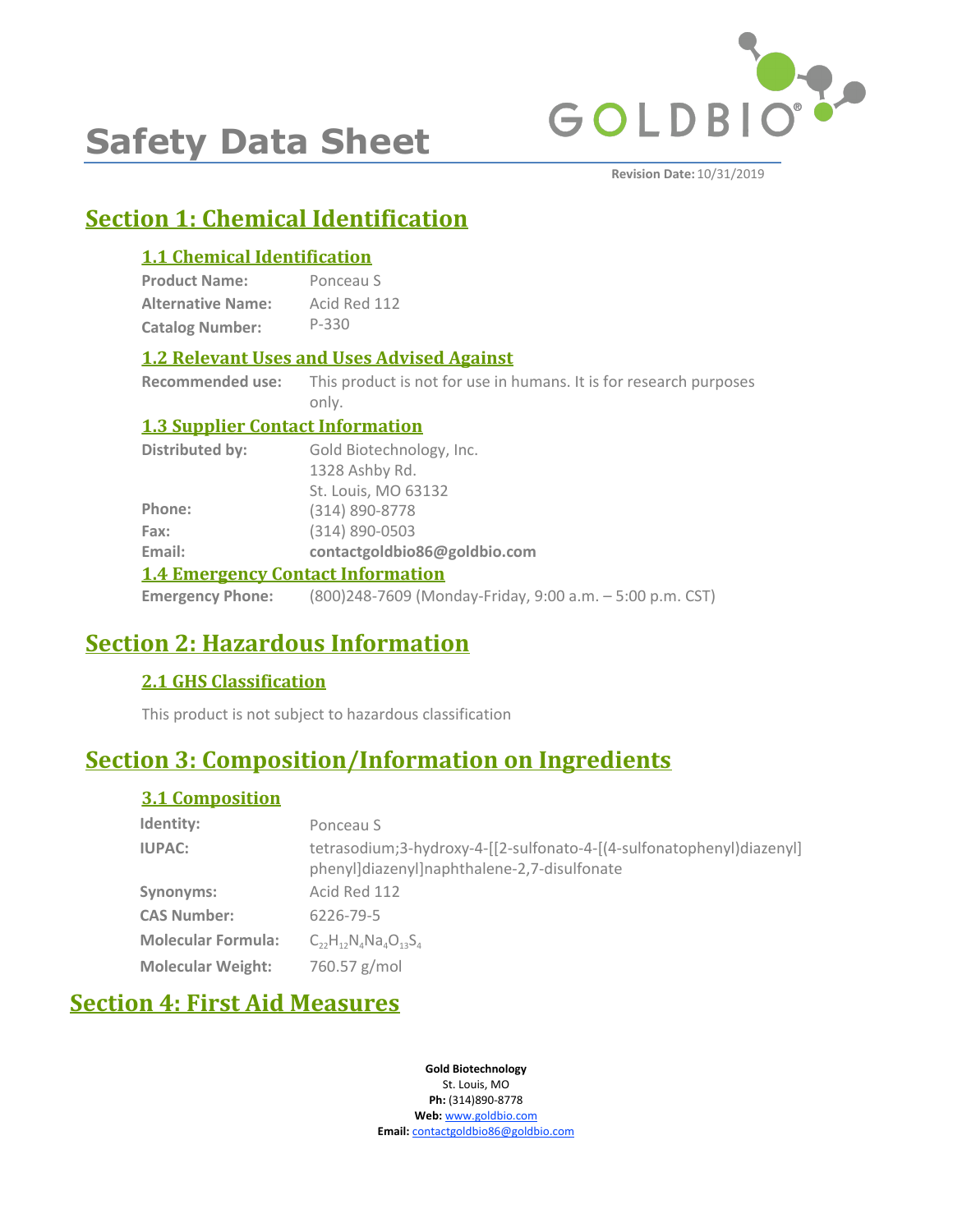# Safety Data Sheet

**Revision Date:** 10/31/2019

## Section 1: Chemical Identification

### 1.1 Chemical Identification

**Product Name:** Ponceau S
**Alternative Name:** Acid Red 112
**Catalog Number:** P-330

### 1.2 Relevant Uses and Uses Advised Against

**Recommended use:** This product is not for use in humans. It is for research purposes only.

### 1.3 Supplier Contact Information

**Distributed by:** Gold Biotechnology, Inc.
1328 Ashby Rd.
St. Louis, MO 63132
**Phone:** (314) 890-8778
**Fax:** (314) 890-0503
**Email:** **contactgoldbio86@goldbio.com**

### 1.4 Emergency Contact Information

**Emergency Phone:** (800)248-7609 (Monday-Friday, 9:00 a.m. – 5:00 p.m. CST)

## Section 2: Hazardous Information

### 2.1 GHS Classification

This product is not subject to hazardous classification

## Section 3: Composition/Information on Ingredients

### 3.1 Composition

**Identity:** Ponceau S
**IUPAC:** tetrasodium;3-hydroxy-4-[[2-sulfonato-4-[(4-sulfonatophenyl)diazenyl]phenyl]diazenyl]naphthalene-2,7-disulfonate
**Synonyms:** Acid Red 112
**CAS Number:** 6226-79-5
**Molecular Formula:** $C_{22}H_{12}N_4Na_4O_{13}S_4$
**Molecular Weight:** 760.57 g/mol

## Section 4: First Aid Measures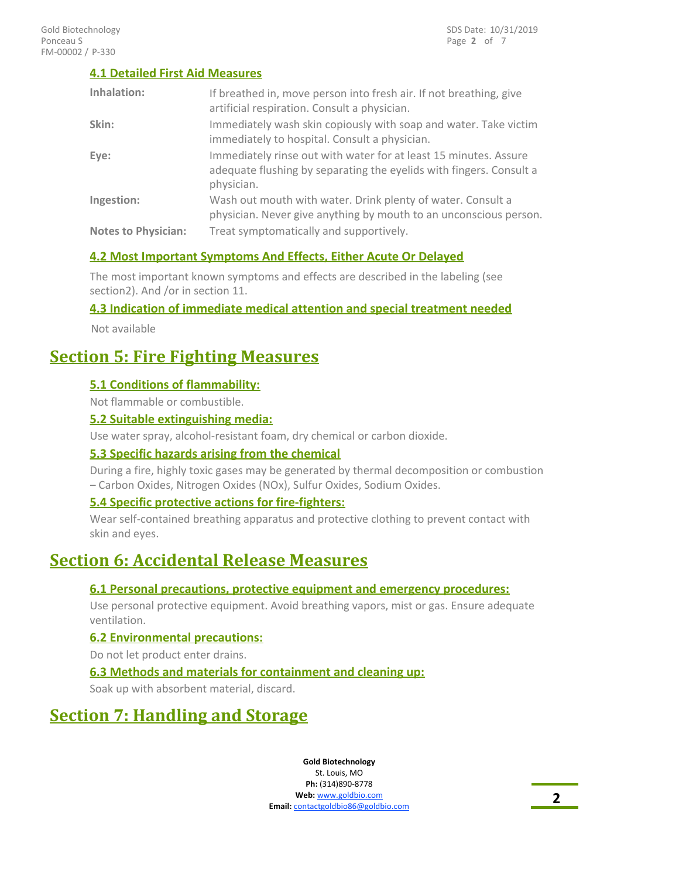### 4.1 Detailed First Aid Measures

| | |
|---|---|
| **Inhalation:** | If breathed in, move person into fresh air. If not breathing, give artificial respiration. Consult a physician. |
| **Skin:** | Immediately wash skin copiously with soap and water. Take victim immediately to hospital. Consult a physician. |
| **Eye:** | Immediately rinse out with water for at least 15 minutes. Assure adequate flushing by separating the eyelids with fingers. Consult a physician. |
| **Ingestion:** | Wash out mouth with water. Drink plenty of water. Consult a physician. Never give anything by mouth to an unconscious person. |
| **Notes to Physician:** | Treat symptomatically and supportively. |

### 4.2 Most Important Symptoms And Effects, Either Acute Or Delayed

The most important known symptoms and effects are described in the labeling (see section2). And /or in section 11.

### 4.3 Indication of immediate medical attention and special treatment needed

Not available

## Section 5: Fire Fighting Measures

### 5.1 Conditions of flammability:

Not flammable or combustible.

### 5.2 Suitable extinguishing media:

Use water spray, alcohol-resistant foam, dry chemical or carbon dioxide.

### 5.3 Specific hazards arising from the chemical

During a fire, highly toxic gases may be generated by thermal decomposition or combustion – Carbon Oxides, Nitrogen Oxides (NOx), Sulfur Oxides, Sodium Oxides.

### 5.4 Specific protective actions for fire-fighters:

Wear self-contained breathing apparatus and protective clothing to prevent contact with skin and eyes.

## Section 6: Accidental Release Measures

### 6.1 Personal precautions, protective equipment and emergency procedures:

Use personal protective equipment. Avoid breathing vapors, mist or gas. Ensure adequate ventilation.

### 6.2 Environmental precautions:

Do not let product enter drains.

### 6.3 Methods and materials for containment and cleaning up:

Soak up with absorbent material, discard.

## Section 7: Handling and Storage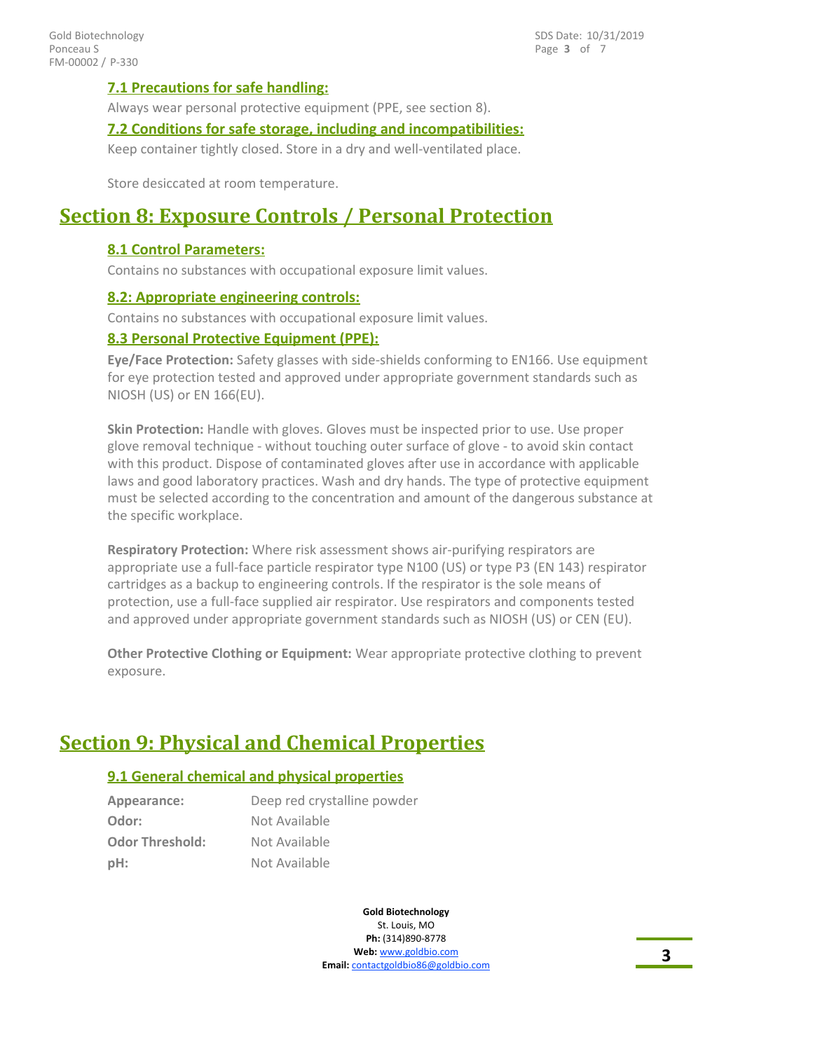### 7.1 Precautions for safe handling:

Always wear personal protective equipment (PPE, see section 8).

### 7.2 Conditions for safe storage, including and incompatibilities:

Keep container tightly closed. Store in a dry and well-ventilated place.

Store desiccated at room temperature.

## Section 8: Exposure Controls / Personal Protection

### 8.1 Control Parameters:

Contains no substances with occupational exposure limit values.

### 8.2: Appropriate engineering controls:

Contains no substances with occupational exposure limit values.

### 8.3 Personal Protective Equipment (PPE):

**Eye/Face Protection:** Safety glasses with side-shields conforming to EN166. Use equipment for eye protection tested and approved under appropriate government standards such as NIOSH (US) or EN 166(EU).

**Skin Protection:** Handle with gloves. Gloves must be inspected prior to use. Use proper glove removal technique - without touching outer surface of glove - to avoid skin contact with this product. Dispose of contaminated gloves after use in accordance with applicable laws and good laboratory practices. Wash and dry hands. The type of protective equipment must be selected according to the concentration and amount of the dangerous substance at the specific workplace.

**Respiratory Protection:** Where risk assessment shows air-purifying respirators are appropriate use a full-face particle respirator type N100 (US) or type P3 (EN 143) respirator cartridges as a backup to engineering controls. If the respirator is the sole means of protection, use a full-face supplied air respirator. Use respirators and components tested and approved under appropriate government standards such as NIOSH (US) or CEN (EU).

**Other Protective Clothing or Equipment:** Wear appropriate protective clothing to prevent exposure.

## Section 9: Physical and Chemical Properties

### 9.1 General chemical and physical properties

| | |
|---|---|
| **Appearance:** | Deep red crystalline powder |
| **Odor:** | Not Available |
| **Odor Threshold:** | Not Available |
| **pH:** | Not Available |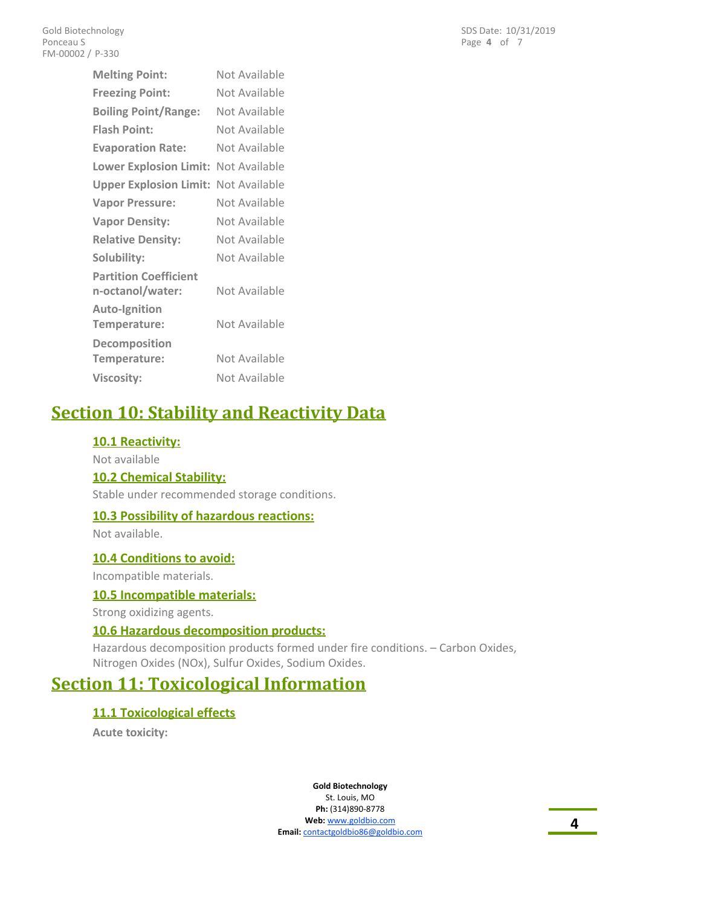| | |
|---|---|
| **Melting Point:** | Not Available |
| **Freezing Point:** | Not Available |
| **Boiling Point/Range:** | Not Available |
| **Flash Point:** | Not Available |
| **Evaporation Rate:** | Not Available |
| **Lower Explosion Limit:** | Not Available |
| **Upper Explosion Limit:** | Not Available |
| **Vapor Pressure:** | Not Available |
| **Vapor Density:** | Not Available |
| **Relative Density:** | Not Available |
| **Solubility:** | Not Available |
| **Partition Coefficient n-octanol/water:** | Not Available |
| **Auto-Ignition Temperature:** | Not Available |
| **Decomposition Temperature:** | Not Available |
| **Viscosity:** | Not Available |

# Section 10: Stability and Reactivity Data

### 10.1 Reactivity:

Not available

### 10.2 Chemical Stability:

Stable under recommended storage conditions.

### 10.3 Possibility of hazardous reactions:

Not available.

### 10.4 Conditions to avoid:

Incompatible materials.

### 10.5 Incompatible materials:

Strong oxidizing agents.

### 10.6 Hazardous decomposition products:

Hazardous decomposition products formed under fire conditions. – Carbon Oxides, Nitrogen Oxides (NOx), Sulfur Oxides, Sodium Oxides.

# Section 11: Toxicological Information

### 11.1 Toxicological effects

**Acute toxicity:**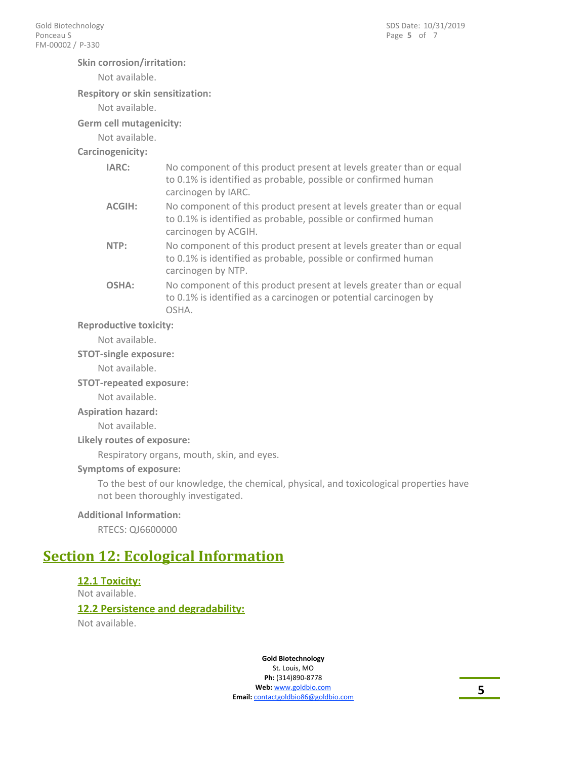**Skin corrosion/irritation:**

Not available.

**Respitory or skin sensitization:**

Not available.

**Germ cell mutagenicity:**

Not available.

**Carcinogenicity:**

| | |
|---|---|
| **IARC:** | No component of this product present at levels greater than or equal to 0.1% is identified as probable, possible or confirmed human carcinogen by IARC. |
| **ACGIH:** | No component of this product present at levels greater than or equal to 0.1% is identified as probable, possible or confirmed human carcinogen by ACGIH. |
| **NTP:** | No component of this product present at levels greater than or equal to 0.1% is identified as probable, possible or confirmed human carcinogen by NTP. |
| **OSHA:** | No component of this product present at levels greater than or equal to 0.1% is identified as a carcinogen or potential carcinogen by OSHA. |

**Reproductive toxicity:**

Not available.

**STOT-single exposure:**

Not available.

**STOT-repeated exposure:**

Not available.

**Aspiration hazard:**

Not available.

**Likely routes of exposure:**

Respiratory organs, mouth, skin, and eyes.

**Symptoms of exposure:**

To the best of our knowledge, the chemical, physical, and toxicological properties have not been thoroughly investigated.

**Additional Information:**

RTECS: QJ6600000

# Section 12: Ecological Information

### 12.1 Toxicity:

Not available.

### 12.2 Persistence and degradability:

Not available.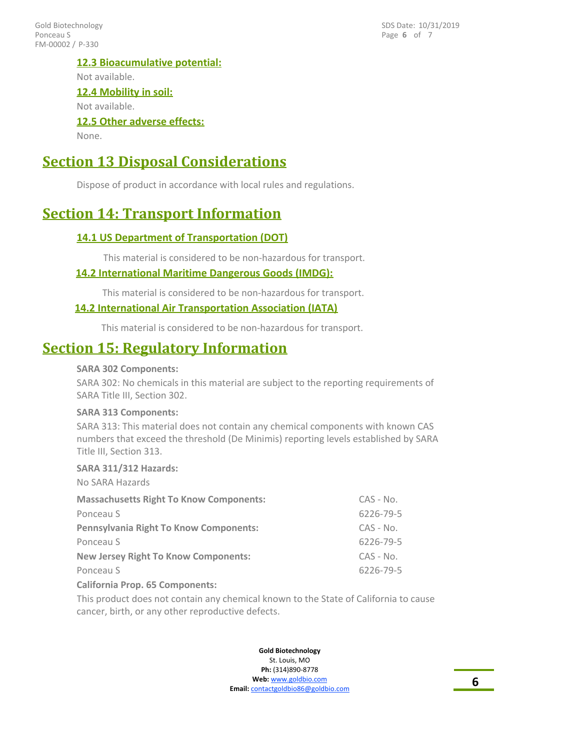### 12.3 Bioacumulative potential:

Not available.

### 12.4 Mobility in soil:

Not available.

### 12.5 Other adverse effects:

None.

## Section 13 Disposal Considerations

Dispose of product in accordance with local rules and regulations.

## Section 14: Transport Information

### 14.1 US Department of Transportation (DOT)

This material is considered to be non-hazardous for transport.

### 14.2 International Maritime Dangerous Goods (IMDG):

This material is considered to be non-hazardous for transport.

### 14.2 International Air Transportation Association (IATA)

This material is considered to be non-hazardous for transport.

## Section 15: Regulatory Information

**SARA 302 Components:**

SARA 302: No chemicals in this material are subject to the reporting requirements of SARA Title III, Section 302.

**SARA 313 Components:**

SARA 313: This material does not contain any chemical components with known CAS numbers that exceed the threshold (De Minimis) reporting levels established by SARA Title III, Section 313.

**SARA 311/312 Hazards:**

No SARA Hazards

| **Massachusetts Right To Know Components:** | CAS - No. |
|---|---|
| Ponceau S | 6226-79-5 |

| **Pennsylvania Right To Know Components:** | CAS - No. |
|---|---|
| Ponceau S | 6226-79-5 |

| **New Jersey Right To Know Components:** | CAS - No. |
|---|---|
| Ponceau S | 6226-79-5 |

**California Prop. 65 Components:**

This product does not contain any chemical known to the State of California to cause cancer, birth, or any other reproductive defects.

**Gold Biotechnology**
St. Louis, MO
**Ph:** (314)890-8778
**Web:** www.goldbio.com
**Email:** contactgoldbio86@goldbio.com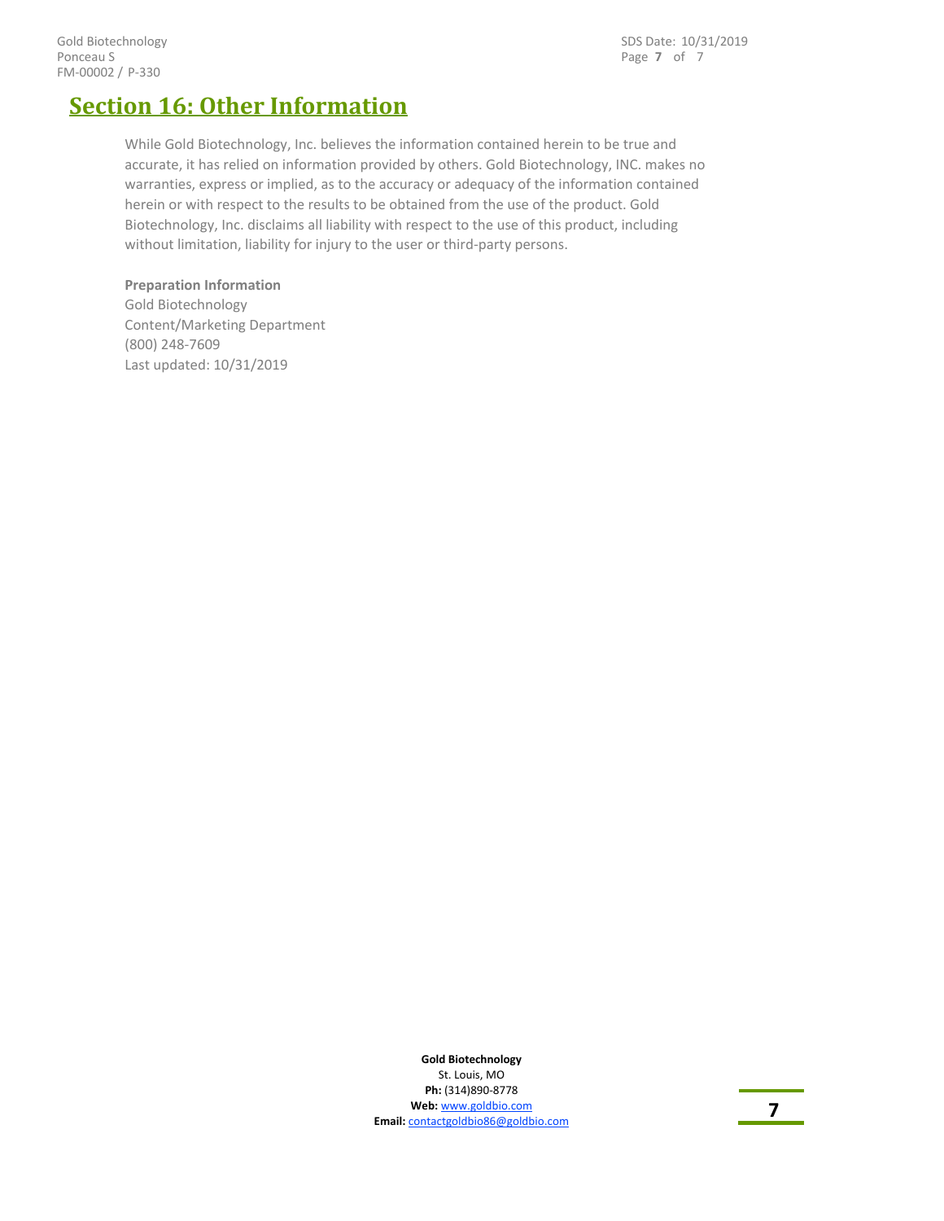# Section 16: Other Information

While Gold Biotechnology, Inc. believes the information contained herein to be true and accurate, it has relied on information provided by others. Gold Biotechnology, INC. makes no warranties, express or implied, as to the accuracy or adequacy of the information contained herein or with respect to the results to be obtained from the use of the product. Gold Biotechnology, Inc. disclaims all liability with respect to the use of this product, including without limitation, liability for injury to the user or third-party persons.

**Preparation Information**
Gold Biotechnology
Content/Marketing Department
(800) 248-7609
Last updated: 10/31/2019